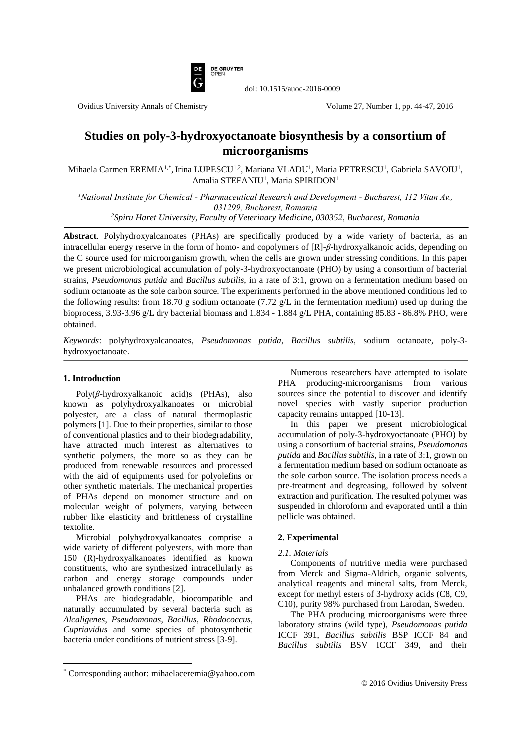# Studies on poly-3-hydroxyoctanoate biosynthesis by a consortium of microorganisms

Mihaela Carmen EREMIA[1,*], Irina LUPESCU[1,2], Mariana VLADU[1], Maria PETRESCU[1], Gabriela SAVOIU[1], Amalia STEFANIU[1], Maria SPIRIDON[1]

[1]*National Institute for Chemical - Pharmaceutical Research and Development - Bucharest, 112 Vitan Av., 031299, Bucharest, Romania*

[2]*Spiru Haret University, Faculty of Veterinary Medicine, 030352, Bucharest, Romania*

**Abstract**. Polyhydroxyalcanoates (PHAs) are specifically produced by a wide variety of bacteria, as an intracellular energy reserve in the form of homo- and copolymers of [R]-*β*-hydroxyalkanoic acids, depending on the C source used for microorganism growth, when the cells are grown under stressing conditions. In this paper we present microbiological accumulation of poly-3-hydroxyoctanoate (PHO) by using a consortium of bacterial strains, *Pseudomonas putida* and *Bacillus subtilis*, in a rate of 3:1, grown on a fermentation medium based on sodium octanoate as the sole carbon source. The experiments performed in the above mentioned conditions led to the following results: from 18.70 g sodium octanoate (7.72 g/L in the fermentation medium) used up during the bioprocess, 3.93-3.96 g/L dry bacterial biomass and 1.834 - 1.884 g/L PHA, containing 85.83 - 86.8% PHO, were obtained.

*Keywords*: polyhydroxyalcanoates, *Pseudomonas putida*, *Bacillus subtilis*, sodium octanoate, poly-3-hydroxyoctanoate.

## 1. Introduction

Poly(*β*-hydroxyalkanoic acid)s (PHAs), also known as polyhydroxyalkanoates or microbial polyester, are a class of natural thermoplastic polymers [1]. Due to their properties, similar to those of conventional plastics and to their biodegradability, have attracted much interest as alternatives to synthetic polymers, the more so as they can be produced from renewable resources and processed with the aid of equipments used for polyolefins or other synthetic materials. The mechanical properties of PHAs depend on monomer structure and on molecular weight of polymers, varying between rubber like elasticity and brittleness of crystalline textolite.

Microbial polyhydroxyalkanoates comprise a wide variety of different polyesters, with more than 150 (R)-hydroxyalkanoates identified as known constituents, who are synthesized intracellularly as carbon and energy storage compounds under unbalanced growth conditions [2].

PHAs are biodegradable, biocompatible and naturally accumulated by several bacteria such as *Alcaligenes*, *Pseudomonas*, *Bacillus*, *Rhodococcus*, *Cupriavidus* and some species of photosynthetic bacteria under conditions of nutrient stress [3-9].

Numerous researchers have attempted to isolate PHA producing-microorganisms from various sources since the potential to discover and identify novel species with vastly superior production capacity remains untapped [10-13].

In this paper we present microbiological accumulation of poly-3-hydroxyoctanoate (PHO) by using a consortium of bacterial strains, *Pseudomonas putida* and *Bacillus subtilis*, in a rate of 3:1, grown on a fermentation medium based on sodium octanoate as the sole carbon source. The isolation process needs a pre-treatment and degreasing, followed by solvent extraction and purification. The resulted polymer was suspended in chloroform and evaporated until a thin pellicle was obtained.

## 2. Experimental

### *2.1. Materials*

Components of nutritive media were purchased from Merck and Sigma-Aldrich, organic solvents, analytical reagents and mineral salts, from Merck, except for methyl esters of 3-hydroxy acids (C8, C9, C10), purity 98% purchased from Larodan, Sweden.

The PHA producing microorganisms were three laboratory strains (wild type), *Pseudomonas putida* ICCF 391, *Bacillus subtilis* BSP ICCF 84 and *Bacillus subtilis* BSV ICCF 349, and their

[*] Corresponding author: mihaelaceremia@yahoo.com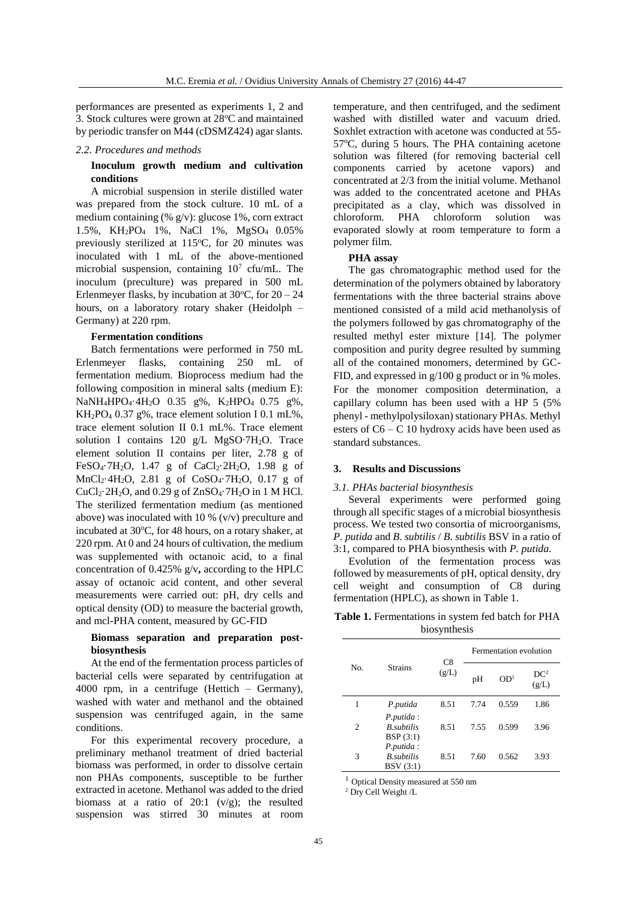performances are presented as experiments 1, 2 and 3. Stock cultures were grown at 28°C and maintained by periodic transfer on M44 (cDSMZ424) agar slants.

### *2.2. Procedures and methods*

**Inoculum growth medium and cultivation conditions**

A microbial suspension in sterile distilled water was prepared from the stock culture. 10 mL of a medium containing (% g/v): glucose 1%, corn extract 1.5%, $KH_2PO_4$ 1%, NaCl 1%, $MgSO_4$ 0.05% previously sterilized at 115°C, for 20 minutes was inoculated with 1 mL of the above-mentioned microbial suspension, containing $10^7$ cfu/mL. The inoculum (preculture) was prepared in 500 mL Erlenmeyer flasks, by incubation at 30°C, for 20 – 24 hours, on a laboratory rotary shaker (Heidolph – Germany) at 220 rpm.

**Fermentation conditions**

Batch fermentations were performed in 750 mL Erlenmeyer flasks, containing 250 mL of fermentation medium. Bioprocess medium had the following composition in mineral salts (medium E): $NaNH_4HPO_4{\cdot}4H_2O$ 0.35 g%, $K_2HPO_4$ 0.75 g%, $KH_2PO_4$ 0.37 g%, trace element solution I 0.1 mL%, trace element solution II 0.1 mL%. Trace element solution I contains 120 g/L $MgSO{\cdot}7H_2O$. Trace element solution II contains per liter, 2.78 g of $FeSO_4{\cdot}7H_2O$, 1.47 g of $CaCl_2{\cdot}2H_2O$, 1.98 g of $MnCl_2{\cdot}4H_2O$, 2.81 g of $CoSO_4{\cdot}7H_2O$, 0.17 g of $CuCl_2{\cdot}2H_2O$, and 0.29 g of $ZnSO_4{\cdot}7H_2O$ in 1 M HCl. The sterilized fermentation medium (as mentioned above) was inoculated with 10 % (v/v) preculture and incubated at 30°C, for 48 hours, on a rotary shaker, at 220 rpm. At 0 and 24 hours of cultivation, the medium was supplemented with octanoic acid, to a final concentration of 0.425% g/v**,** according to the HPLC assay of octanoic acid content, and other several measurements were carried out: pH, dry cells and optical density (OD) to measure the bacterial growth, and mcl-PHA content, measured by GC-FID

**Biomass separation and preparation post-biosynthesis**

At the end of the fermentation process particles of bacterial cells were separated by centrifugation at 4000 rpm, in a centrifuge (Hettich – Germany), washed with water and methanol and the obtained suspension was centrifuged again, in the same conditions.

For this experimental recovery procedure, a preliminary methanol treatment of dried bacterial biomass was performed, in order to dissolve certain non PHAs components, susceptible to be further extracted in acetone. Methanol was added to the dried biomass at a ratio of 20:1 (v/g); the resulted suspension was stirred 30 minutes at room temperature, and then centrifuged, and the sediment washed with distilled water and vacuum dried. Soxhlet extraction with acetone was conducted at 55-57°C, during 5 hours. The PHA containing acetone solution was filtered (for removing bacterial cell components carried by acetone vapors) and concentrated at 2/3 from the initial volume. Methanol was added to the concentrated acetone and PHAs precipitated as a clay, which was dissolved in chloroform. PHA chloroform solution was evaporated slowly at room temperature to form a polymer film.

**PHA assay**

The gas chromatographic method used for the determination of the polymers obtained by laboratory fermentations with the three bacterial strains above mentioned consisted of a mild acid methanolysis of the polymers followed by gas chromatography of the resulted methyl ester mixture [14]. The polymer composition and purity degree resulted by summing all of the contained monomers, determined by GC-FID, and expressed in g/100 g product or in % moles. For the monomer composition determination, a capillary column has been used with a HP 5 (5% phenyl - methylpolysiloxan) stationary PHAs. Methyl esters of C6 – C 10 hydroxy acids have been used as standard substances.

## 3. Results and Discussions

### *3.1. PHAs bacterial biosynthesis*

Several experiments were performed going through all specific stages of a microbial biosynthesis process. We tested two consortia of microorganisms, *P. putida* and *B. subtilis* / *B. subtilis* BSV in a ratio of 3:1, compared to PHA biosynthesis with *P. putida.*

Evolution of the fermentation process was followed by measurements of pH, optical density, dry cell weight and consumption of C8 during fermentation (HPLC), as shown in Table 1.

**Table 1.** Fermentations in system fed batch for PHA biosynthesis

| No. | Strains | C8 (g/L) | Fermentation evolution | | |
|---|---|---|---|---|---|
| | | | pH | OD[1] | DC[2] (g/L) |
| 1 | *P.putida* | 8.51 | 7.74 | 0.559 | 1.86 |
| 2 | *P.putida* : *B.subtilis* BSP (3:1) | 8.51 | 7.55 | 0.599 | 3.96 |
| 3 | *P.putida* : *B.subtilis* BSV (3:1) | 8.51 | 7.60 | 0.562 | 3.93 |

[1] Optical Density measured at 550 nm

[2] Dry Cell Weight /L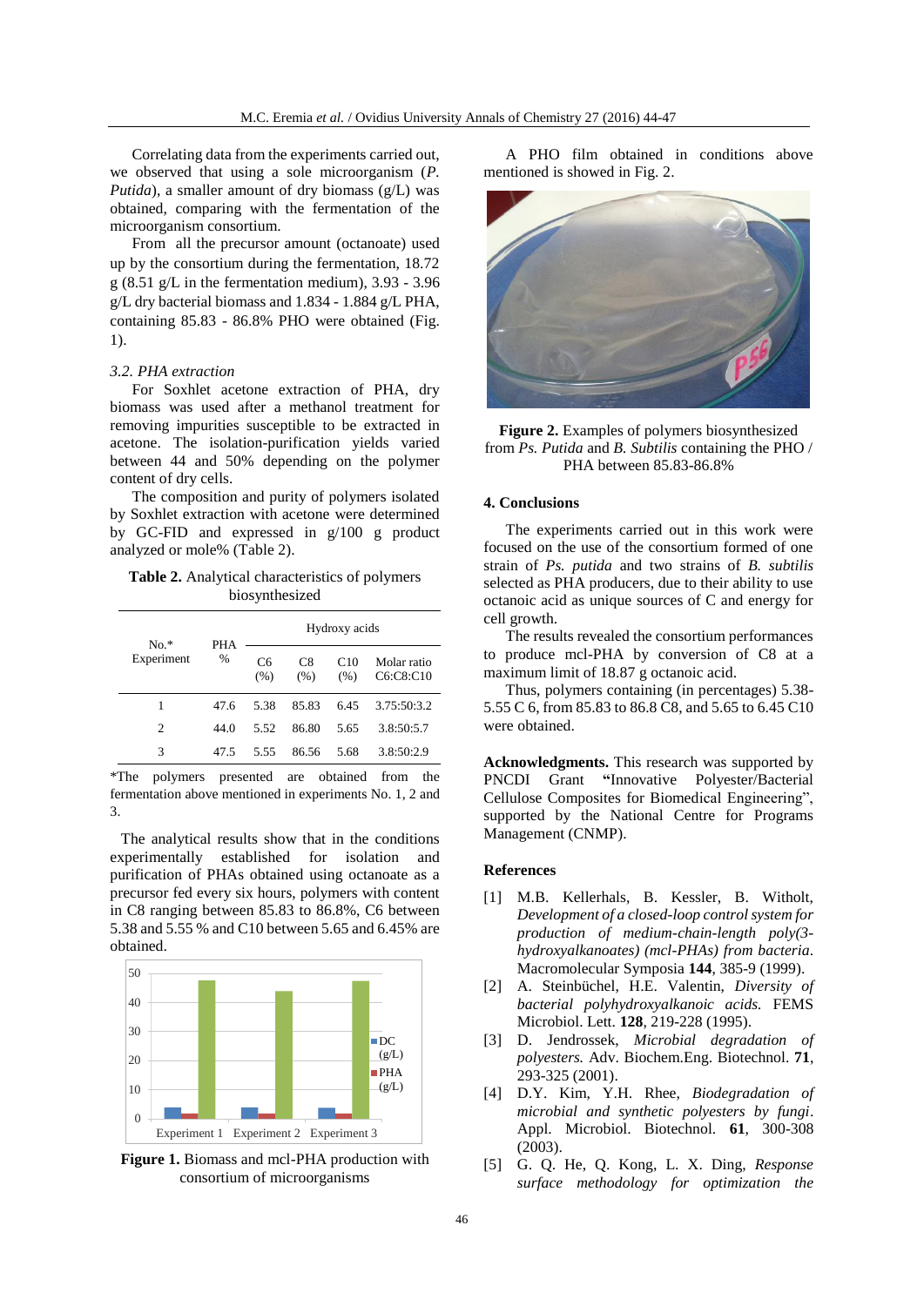Correlating data from the experiments carried out, we observed that using a sole microorganism (*P. Putida*), a smaller amount of dry biomass (g/L) was obtained, comparing with the fermentation of the microorganism consortium.

From all the precursor amount (octanoate) used up by the consortium during the fermentation, 18.72 g (8.51 g/L in the fermentation medium), 3.93 - 3.96 g/L dry bacterial biomass and 1.834 - 1.884 g/L PHA, containing 85.83 - 86.8% PHO were obtained (Fig. 1).

### *3.2. PHA extraction*

For Soxhlet acetone extraction of PHA, dry biomass was used after a methanol treatment for removing impurities susceptible to be extracted in acetone. The isolation-purification yields varied between 44 and 50% depending on the polymer content of dry cells.

The composition and purity of polymers isolated by Soxhlet extraction with acetone were determined by GC-FID and expressed in g/100 g product analyzed or mole% (Table 2).

**Table 2.** Analytical characteristics of polymers biosynthesized

| No.* Experiment | PHA % | Hydroxy acids | | | |
|---|---|---|---|---|---|
| | | C6 (%) | C8 (%) | C10 (%) | Molar ratio C6:C8:C10 |
| 1 | 47.6 | 5.38 | 85.83 | 6.45 | 3.75:50:3.2 |
| 2 | 44.0 | 5.52 | 86.80 | 5.65 | 3.8:50:5.7 |
| 3 | 47.5 | 5.55 | 86.56 | 5.68 | 3.8:50:2.9 |

*The polymers presented are obtained from the fermentation above mentioned in experiments No. 1, 2 and 3.

The analytical results show that in the conditions experimentally established for isolation and purification of PHAs obtained using octanoate as a precursor fed every six hours, polymers with content in C8 ranging between 85.83 to 86.8%, C6 between 5.38 and 5.55 % and C10 between 5.65 and 6.45% are obtained.

50
40
30
20
10
0
Experiment 1
Experiment 2
Experiment 3
DC (g/L)
PHA (g/L)

**Figure 1.** Biomass and mcl-PHA production with consortium of microorganisms

A PHO film obtained in conditions above mentioned is showed in Fig. 2.

**Figure 2.** Examples of polymers biosynthesized from *Ps. Putida* and *B. Subtilis* containing the PHO / PHA between 85.83-86.8%

## 4. Conclusions

The experiments carried out in this work were focused on the use of the consortium formed of one strain of *Ps. putida* and two strains of *B. subtilis* selected as PHA producers, due to their ability to use octanoic acid as unique sources of C and energy for cell growth.

The results revealed the consortium performances to produce mcl-PHA by conversion of C8 at a maximum limit of 18.87 g octanoic acid.

Thus, polymers containing (in percentages) 5.38-5.55 C 6, from 85.83 to 86.8 C8, and 5.65 to 6.45 C10 were obtained.

**Acknowledgments.** This research was supported by PNCDI Grant **"**Innovative Polyester/Bacterial Cellulose Composites for Biomedical Engineering", supported by the National Centre for Programs Management (CNMP).

## References

[1] M.B. Kellerhals, B. Kessler, B. Witholt, *Development of a closed-loop control system for production of medium-chain-length poly(3-hydroxyalkanoates) (mcl-PHAs) from bacteria*. Macromolecular Symposia **144**, 385-9 (1999).

[2] A. Steinbüchel, H.E. Valentin, *Diversity of bacterial polyhydroxyalkanoic acids.* FEMS Microbiol. Lett. **128**, 219-228 (1995).

[3] D. Jendrossek, *Microbial degradation of polyesters.* Adv. Biochem.Eng. Biotechnol. **71**, 293-325 (2001).

[4] D.Y. Kim, Y.H. Rhee, *Biodegradation of microbial and synthetic polyesters by fungi*. Appl. Microbiol. Biotechnol. **61**, 300-308 (2003).

[5] G. Q. He, Q. Kong, L. X. Ding, *Response surface methodology for optimization the*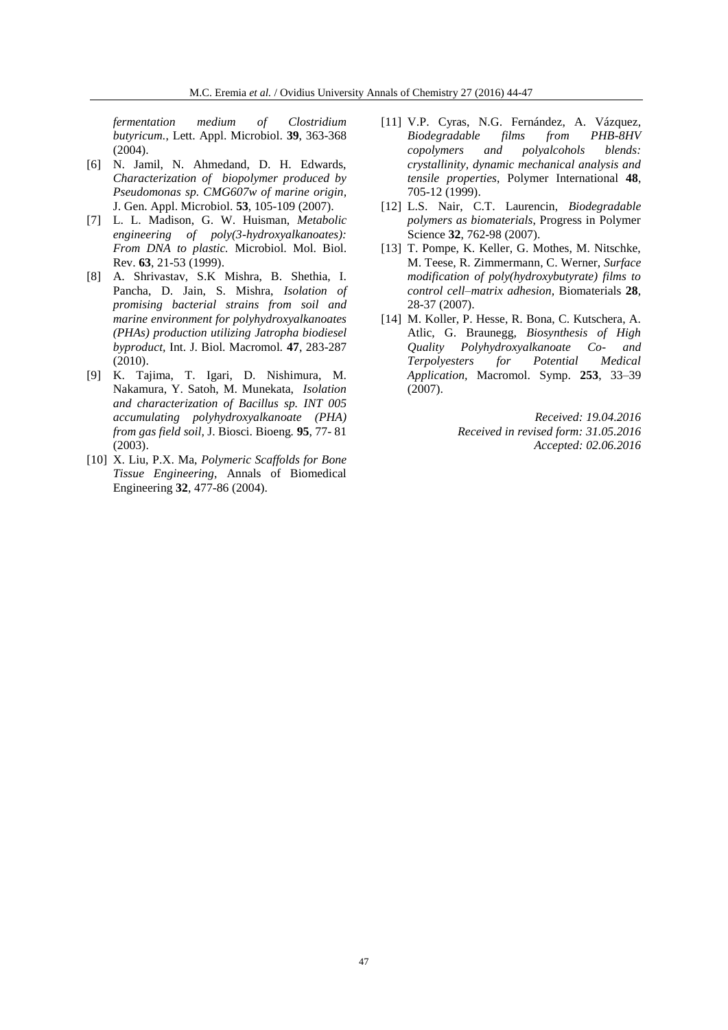*fermentation medium of Clostridium butyricum.*, Lett. Appl. Microbiol. **39**, 363-368 (2004).

[6] N. Jamil, N. Ahmedand, D. H. Edwards, *Characterization of biopolymer produced by Pseudomonas sp. CMG607w of marine origin*, J. Gen. Appl. Microbiol. **53**, 105-109 (2007).

[7] L. L. Madison, G. W. Huisman, *Metabolic engineering of poly(3-hydroxyalkanoates): From DNA to plastic.* Microbiol. Mol. Biol. Rev. **63**, 21-53 (1999).

[8] A. Shrivastav, S.K Mishra, B. Shethia, I. Pancha, D. Jain, S. Mishra, *Isolation of promising bacterial strains from soil and marine environment for polyhydroxyalkanoates (PHAs) production utilizing Jatropha biodiesel byproduct,* Int. J. Biol. Macromol. **47**, 283-287 (2010).

[9] K. Tajima, T. Igari, D. Nishimura, M. Nakamura, Y. Satoh, M. Munekata, *Isolation and characterization of Bacillus sp. INT 005 accumulating polyhydroxyalkanoate (PHA) from gas field soil,* J. Biosci. Bioeng. **95**, 77- 81 (2003).

[10] X. Liu, P.X. Ma, *Polymeric Scaffolds for Bone Tissue Engineering*, Annals of Biomedical Engineering **32**, 477-86 (2004).

[11] V.P. Cyras, N.G. Fernández, A. Vázquez, *Biodegradable films from PHB-8HV copolymers and polyalcohols blends: crystallinity, dynamic mechanical analysis and tensile properties*, Polymer International **48**, 705-12 (1999).

[12] L.S. Nair, C.T. Laurencin, *Biodegradable polymers as biomaterials*, Progress in Polymer Science **32**, 762-98 (2007).

[13] T. Pompe, K. Keller, G. Mothes, M. Nitschke, M. Teese, R. Zimmermann, C. Werner, *Surface modification of poly(hydroxybutyrate) films to control cell–matrix adhesion,* Biomaterials **28**, 28-37 (2007).

[14] M. Koller, P. Hesse, R. Bona, C. Kutschera, A. Atlic, G. Braunegg, *Biosynthesis of High Quality Polyhydroxyalkanoate Co- and Terpolyesters for Potential Medical Application*, Macromol. Symp. **253**, 33–39 (2007).

*Received: 19.04.2016*
*Received in revised form: 31.05.2016*
*Accepted: 02.06.2016*